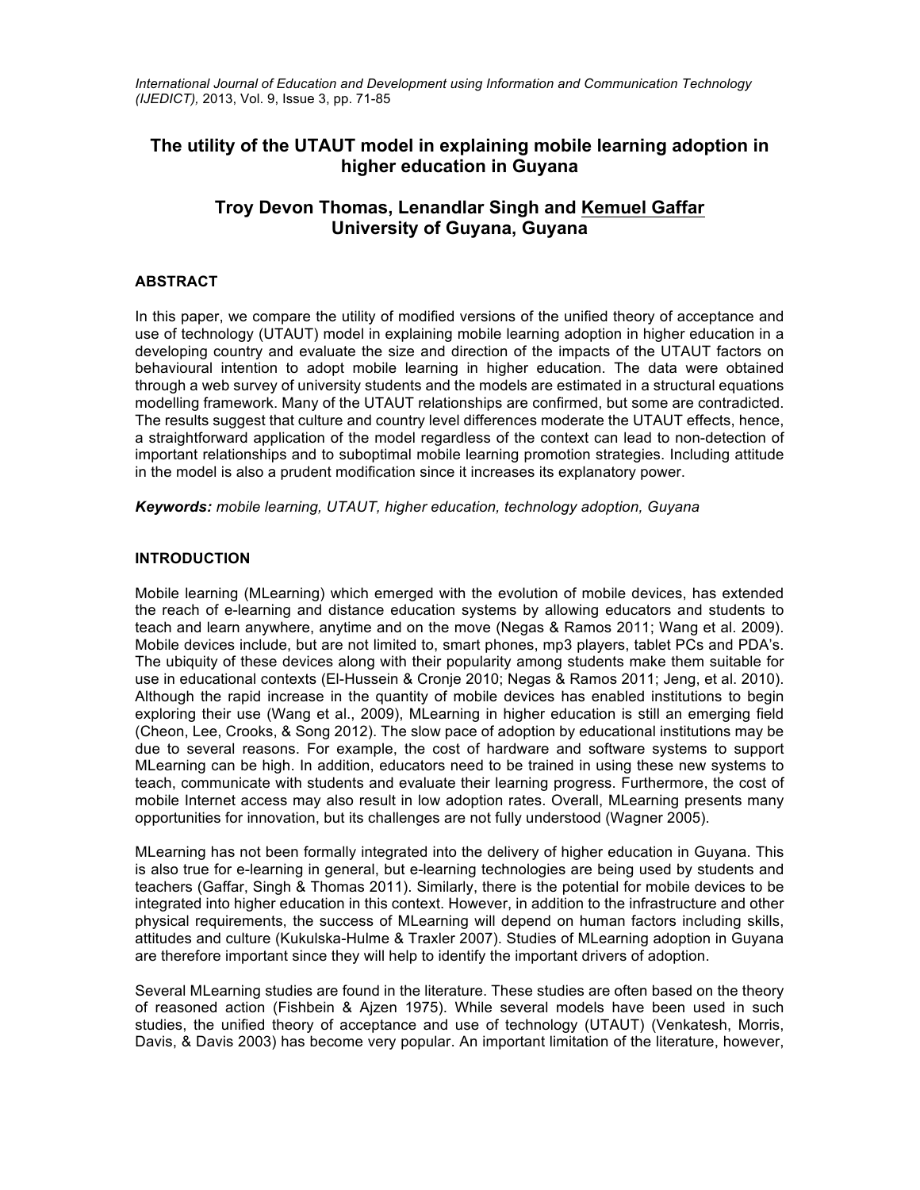# The utility of the UTAUT model in explaining mobile learning adoption in higher education in Guyana

**Troy Devon Thomas, Lenandlar Singh and Kemuel Gaffar**
**University of Guyana, Guyana**

## ABSTRACT

In this paper, we compare the utility of modified versions of the unified theory of acceptance and use of technology (UTAUT) model in explaining mobile learning adoption in higher education in a developing country and evaluate the size and direction of the impacts of the UTAUT factors on behavioural intention to adopt mobile learning in higher education. The data were obtained through a web survey of university students and the models are estimated in a structural equations modelling framework. Many of the UTAUT relationships are confirmed, but some are contradicted. The results suggest that culture and country level differences moderate the UTAUT effects, hence, a straightforward application of the model regardless of the context can lead to non-detection of important relationships and to suboptimal mobile learning promotion strategies. Including attitude in the model is also a prudent modification since it increases its explanatory power.

***Keywords:*** *mobile learning, UTAUT, higher education, technology adoption, Guyana*

## INTRODUCTION

Mobile learning (MLearning) which emerged with the evolution of mobile devices, has extended the reach of e-learning and distance education systems by allowing educators and students to teach and learn anywhere, anytime and on the move (Negas & Ramos 2011; Wang et al. 2009). Mobile devices include, but are not limited to, smart phones, mp3 players, tablet PCs and PDA's. The ubiquity of these devices along with their popularity among students make them suitable for use in educational contexts (El-Hussein & Cronje 2010; Negas & Ramos 2011; Jeng, et al. 2010). Although the rapid increase in the quantity of mobile devices has enabled institutions to begin exploring their use (Wang et al., 2009), MLearning in higher education is still an emerging field (Cheon, Lee, Crooks, & Song 2012). The slow pace of adoption by educational institutions may be due to several reasons. For example, the cost of hardware and software systems to support MLearning can be high. In addition, educators need to be trained in using these new systems to teach, communicate with students and evaluate their learning progress. Furthermore, the cost of mobile Internet access may also result in low adoption rates. Overall, MLearning presents many opportunities for innovation, but its challenges are not fully understood (Wagner 2005).

MLearning has not been formally integrated into the delivery of higher education in Guyana. This is also true for e-learning in general, but e-learning technologies are being used by students and teachers (Gaffar, Singh & Thomas 2011). Similarly, there is the potential for mobile devices to be integrated into higher education in this context. However, in addition to the infrastructure and other physical requirements, the success of MLearning will depend on human factors including skills, attitudes and culture (Kukulska-Hulme & Traxler 2007). Studies of MLearning adoption in Guyana are therefore important since they will help to identify the important drivers of adoption.

Several MLearning studies are found in the literature. These studies are often based on the theory of reasoned action (Fishbein & Ajzen 1975). While several models have been used in such studies, the unified theory of acceptance and use of technology (UTAUT) (Venkatesh, Morris, Davis, & Davis 2003) has become very popular. An important limitation of the literature, however,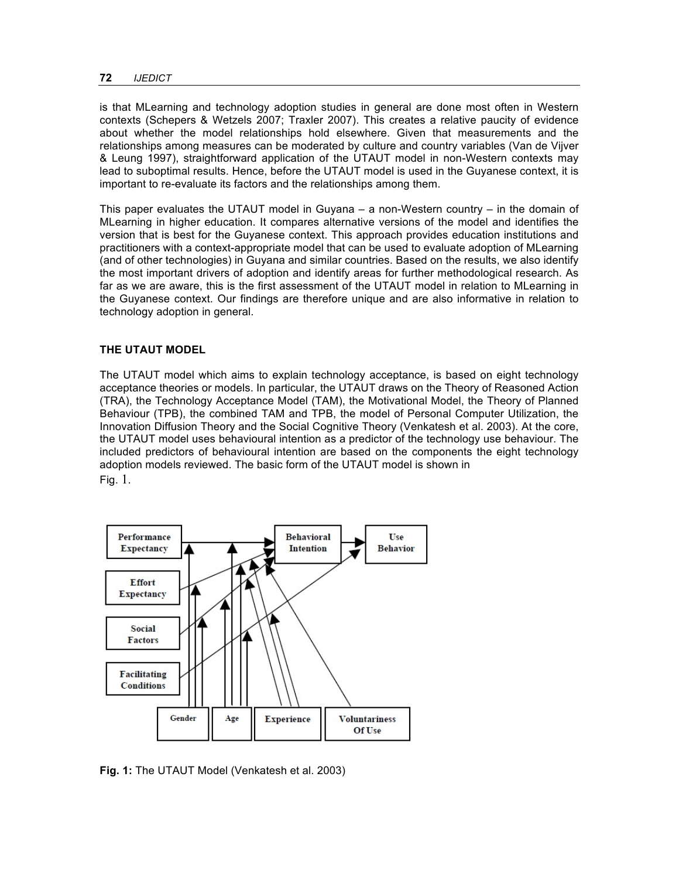is that MLearning and technology adoption studies in general are done most often in Western contexts (Schepers & Wetzels 2007; Traxler 2007). This creates a relative paucity of evidence about whether the model relationships hold elsewhere. Given that measurements and the relationships among measures can be moderated by culture and country variables (Van de Vijver & Leung 1997), straightforward application of the UTAUT model in non-Western contexts may lead to suboptimal results. Hence, before the UTAUT model is used in the Guyanese context, it is important to re-evaluate its factors and the relationships among them.

This paper evaluates the UTAUT model in Guyana – a non-Western country – in the domain of MLearning in higher education. It compares alternative versions of the model and identifies the version that is best for the Guyanese context. This approach provides education institutions and practitioners with a context-appropriate model that can be used to evaluate adoption of MLearning (and of other technologies) in Guyana and similar countries. Based on the results, we also identify the most important drivers of adoption and identify areas for further methodological research. As far as we are aware, this is the first assessment of the UTAUT model in relation to MLearning in the Guyanese context. Our findings are therefore unique and are also informative in relation to technology adoption in general.

## THE UTAUT MODEL

The UTAUT model which aims to explain technology acceptance, is based on eight technology acceptance theories or models. In particular, the UTAUT draws on the Theory of Reasoned Action (TRA), the Technology Acceptance Model (TAM), the Motivational Model, the Theory of Planned Behaviour (TPB), the combined TAM and TPB, the model of Personal Computer Utilization, the Innovation Diffusion Theory and the Social Cognitive Theory (Venkatesh et al. 2003). At the core, the UTAUT model uses behavioural intention as a predictor of the technology use behaviour. The included predictors of behavioural intention are based on the components the eight technology adoption models reviewed. The basic form of the UTAUT model is shown in Fig. 1.

**Fig. 1:** The UTAUT Model (Venkatesh et al. 2003)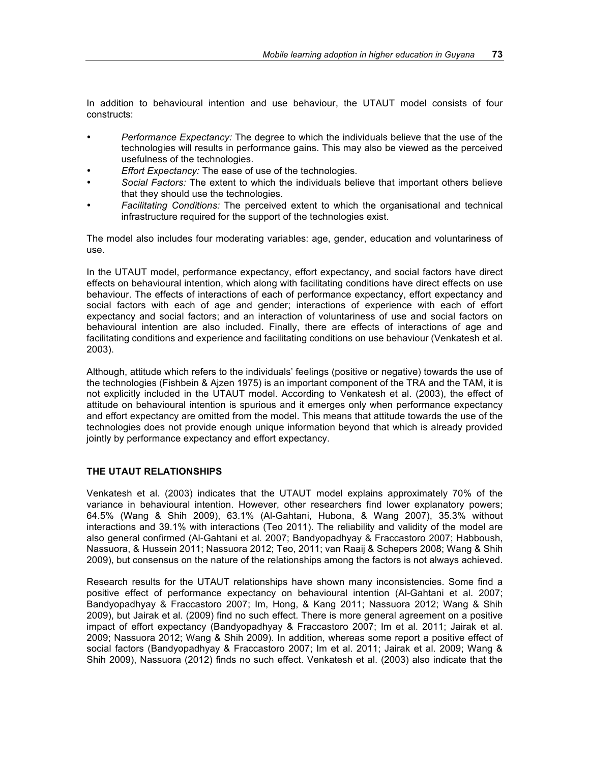In addition to behavioural intention and use behaviour, the UTAUT model consists of four constructs:

- *Performance Expectancy:* The degree to which the individuals believe that the use of the technologies will results in performance gains. This may also be viewed as the perceived usefulness of the technologies.
- *Effort Expectancy:* The ease of use of the technologies.
- *Social Factors:* The extent to which the individuals believe that important others believe that they should use the technologies.
- *Facilitating Conditions:* The perceived extent to which the organisational and technical infrastructure required for the support of the technologies exist.

The model also includes four moderating variables: age, gender, education and voluntariness of use.

In the UTAUT model, performance expectancy, effort expectancy, and social factors have direct effects on behavioural intention, which along with facilitating conditions have direct effects on use behaviour. The effects of interactions of each of performance expectancy, effort expectancy and social factors with each of age and gender; interactions of experience with each of effort expectancy and social factors; and an interaction of voluntariness of use and social factors on behavioural intention are also included. Finally, there are effects of interactions of age and facilitating conditions and experience and facilitating conditions on use behaviour (Venkatesh et al. 2003).

Although, attitude which refers to the individuals' feelings (positive or negative) towards the use of the technologies (Fishbein & Ajzen 1975) is an important component of the TRA and the TAM, it is not explicitly included in the UTAUT model. According to Venkatesh et al. (2003), the effect of attitude on behavioural intention is spurious and it emerges only when performance expectancy and effort expectancy are omitted from the model. This means that attitude towards the use of the technologies does not provide enough unique information beyond that which is already provided jointly by performance expectancy and effort expectancy.

## THE UTAUT RELATIONSHIPS

Venkatesh et al. (2003) indicates that the UTAUT model explains approximately 70% of the variance in behavioural intention. However, other researchers find lower explanatory powers; 64.5% (Wang & Shih 2009), 63.1% (Al-Gahtani, Hubona, & Wang 2007), 35.3% without interactions and 39.1% with interactions (Teo 2011). The reliability and validity of the model are also general confirmed (Al-Gahtani et al. 2007; Bandyopadhyay & Fraccastoro 2007; Habboush, Nassuora, & Hussein 2011; Nassuora 2012; Teo, 2011; van Raaij & Schepers 2008; Wang & Shih 2009), but consensus on the nature of the relationships among the factors is not always achieved.

Research results for the UTAUT relationships have shown many inconsistencies. Some find a positive effect of performance expectancy on behavioural intention (Al-Gahtani et al. 2007; Bandyopadhyay & Fraccastoro 2007; Im, Hong, & Kang 2011; Nassuora 2012; Wang & Shih 2009), but Jairak et al. (2009) find no such effect. There is more general agreement on a positive impact of effort expectancy (Bandyopadhyay & Fraccastoro 2007; Im et al. 2011; Jairak et al. 2009; Nassuora 2012; Wang & Shih 2009). In addition, whereas some report a positive effect of social factors (Bandyopadhyay & Fraccastoro 2007; Im et al. 2011; Jairak et al. 2009; Wang & Shih 2009), Nassuora (2012) finds no such effect. Venkatesh et al. (2003) also indicate that the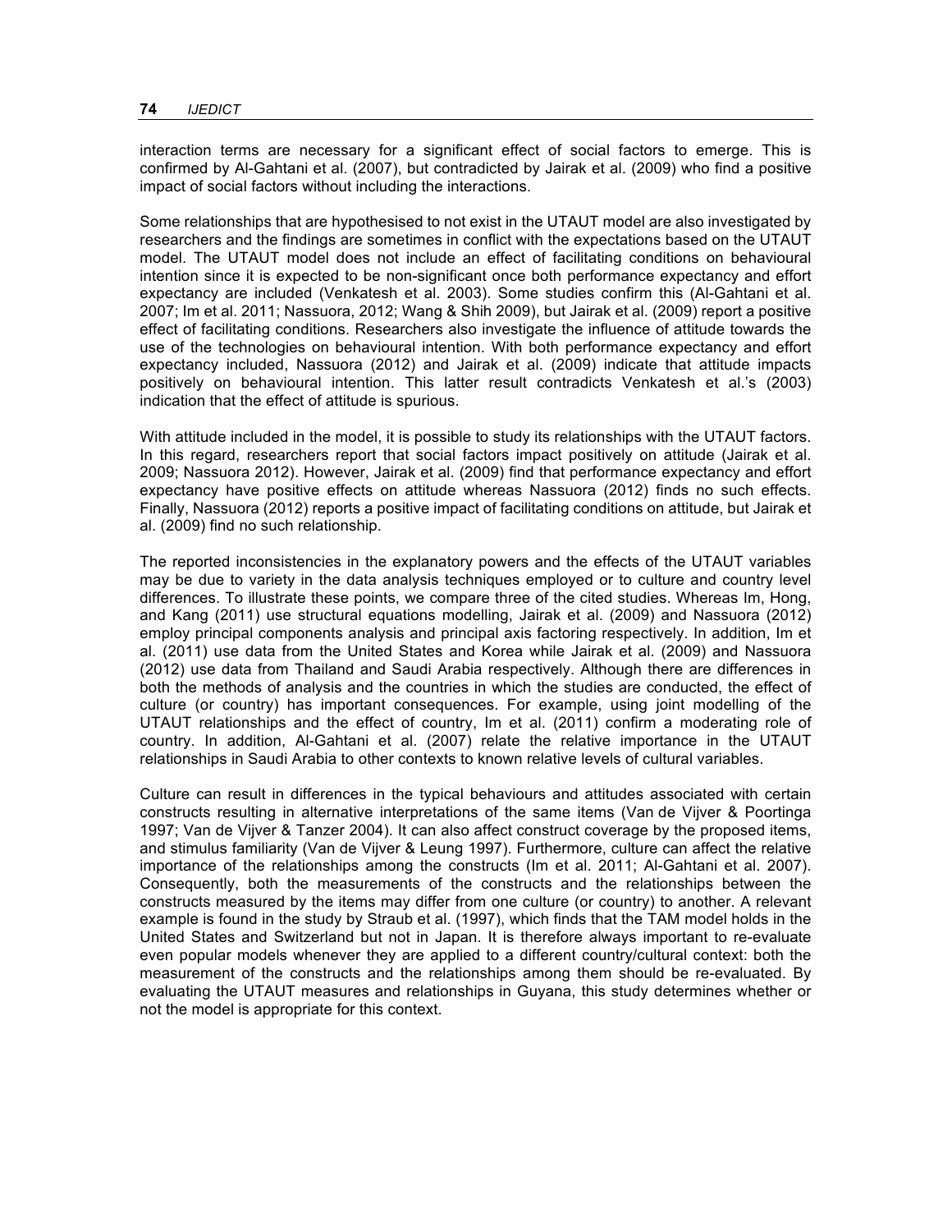interaction terms are necessary for a significant effect of social factors to emerge. This is confirmed by Al-Gahtani et al. (2007), but contradicted by Jairak et al. (2009) who find a positive impact of social factors without including the interactions.

Some relationships that are hypothesised to not exist in the UTAUT model are also investigated by researchers and the findings are sometimes in conflict with the expectations based on the UTAUT model. The UTAUT model does not include an effect of facilitating conditions on behavioural intention since it is expected to be non-significant once both performance expectancy and effort expectancy are included (Venkatesh et al. 2003). Some studies confirm this (Al-Gahtani et al. 2007; Im et al. 2011; Nassuora, 2012; Wang & Shih 2009), but Jairak et al. (2009) report a positive effect of facilitating conditions. Researchers also investigate the influence of attitude towards the use of the technologies on behavioural intention. With both performance expectancy and effort expectancy included, Nassuora (2012) and Jairak et al. (2009) indicate that attitude impacts positively on behavioural intention. This latter result contradicts Venkatesh et al.'s (2003) indication that the effect of attitude is spurious.

With attitude included in the model, it is possible to study its relationships with the UTAUT factors. In this regard, researchers report that social factors impact positively on attitude (Jairak et al. 2009; Nassuora 2012). However, Jairak et al. (2009) find that performance expectancy and effort expectancy have positive effects on attitude whereas Nassuora (2012) finds no such effects. Finally, Nassuora (2012) reports a positive impact of facilitating conditions on attitude, but Jairak et al. (2009) find no such relationship.

The reported inconsistencies in the explanatory powers and the effects of the UTAUT variables may be due to variety in the data analysis techniques employed or to culture and country level differences. To illustrate these points, we compare three of the cited studies. Whereas Im, Hong, and Kang (2011) use structural equations modelling, Jairak et al. (2009) and Nassuora (2012) employ principal components analysis and principal axis factoring respectively. In addition, Im et al. (2011) use data from the United States and Korea while Jairak et al. (2009) and Nassuora (2012) use data from Thailand and Saudi Arabia respectively. Although there are differences in both the methods of analysis and the countries in which the studies are conducted, the effect of culture (or country) has important consequences. For example, using joint modelling of the UTAUT relationships and the effect of country, Im et al. (2011) confirm a moderating role of country. In addition, Al-Gahtani et al. (2007) relate the relative importance in the UTAUT relationships in Saudi Arabia to other contexts to known relative levels of cultural variables.

Culture can result in differences in the typical behaviours and attitudes associated with certain constructs resulting in alternative interpretations of the same items (Van de Vijver & Poortinga 1997; Van de Vijver & Tanzer 2004). It can also affect construct coverage by the proposed items, and stimulus familiarity (Van de Vijver & Leung 1997). Furthermore, culture can affect the relative importance of the relationships among the constructs (Im et al. 2011; Al-Gahtani et al. 2007). Consequently, both the measurements of the constructs and the relationships between the constructs measured by the items may differ from one culture (or country) to another. A relevant example is found in the study by Straub et al. (1997), which finds that the TAM model holds in the United States and Switzerland but not in Japan. It is therefore always important to re-evaluate even popular models whenever they are applied to a different country/cultural context: both the measurement of the constructs and the relationships among them should be re-evaluated. By evaluating the UTAUT measures and relationships in Guyana, this study determines whether or not the model is appropriate for this context.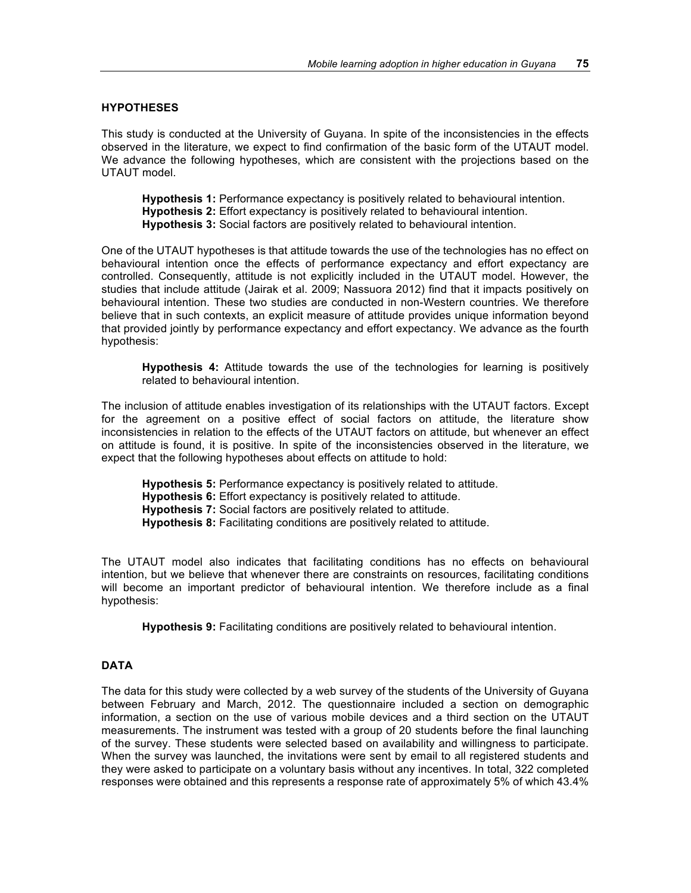## HYPOTHESES

This study is conducted at the University of Guyana. In spite of the inconsistencies in the effects observed in the literature, we expect to find confirmation of the basic form of the UTAUT model. We advance the following hypotheses, which are consistent with the projections based on the UTAUT model.

> **Hypothesis 1:** Performance expectancy is positively related to behavioural intention.
> **Hypothesis 2:** Effort expectancy is positively related to behavioural intention.
> **Hypothesis 3:** Social factors are positively related to behavioural intention.

One of the UTAUT hypotheses is that attitude towards the use of the technologies has no effect on behavioural intention once the effects of performance expectancy and effort expectancy are controlled. Consequently, attitude is not explicitly included in the UTAUT model. However, the studies that include attitude (Jairak et al. 2009; Nassuora 2012) find that it impacts positively on behavioural intention. These two studies are conducted in non-Western countries. We therefore believe that in such contexts, an explicit measure of attitude provides unique information beyond that provided jointly by performance expectancy and effort expectancy. We advance as the fourth hypothesis:

> **Hypothesis 4:** Attitude towards the use of the technologies for learning is positively related to behavioural intention.

The inclusion of attitude enables investigation of its relationships with the UTAUT factors. Except for the agreement on a positive effect of social factors on attitude, the literature show inconsistencies in relation to the effects of the UTAUT factors on attitude, but whenever an effect on attitude is found, it is positive. In spite of the inconsistencies observed in the literature, we expect that the following hypotheses about effects on attitude to hold:

> **Hypothesis 5:** Performance expectancy is positively related to attitude.
> **Hypothesis 6:** Effort expectancy is positively related to attitude.
> **Hypothesis 7:** Social factors are positively related to attitude.
> **Hypothesis 8:** Facilitating conditions are positively related to attitude.

The UTAUT model also indicates that facilitating conditions has no effects on behavioural intention, but we believe that whenever there are constraints on resources, facilitating conditions will become an important predictor of behavioural intention. We therefore include as a final hypothesis:

> **Hypothesis 9:** Facilitating conditions are positively related to behavioural intention.

## DATA

The data for this study were collected by a web survey of the students of the University of Guyana between February and March, 2012. The questionnaire included a section on demographic information, a section on the use of various mobile devices and a third section on the UTAUT measurements. The instrument was tested with a group of 20 students before the final launching of the survey. These students were selected based on availability and willingness to participate. When the survey was launched, the invitations were sent by email to all registered students and they were asked to participate on a voluntary basis without any incentives. In total, 322 completed responses were obtained and this represents a response rate of approximately 5% of which 43.4%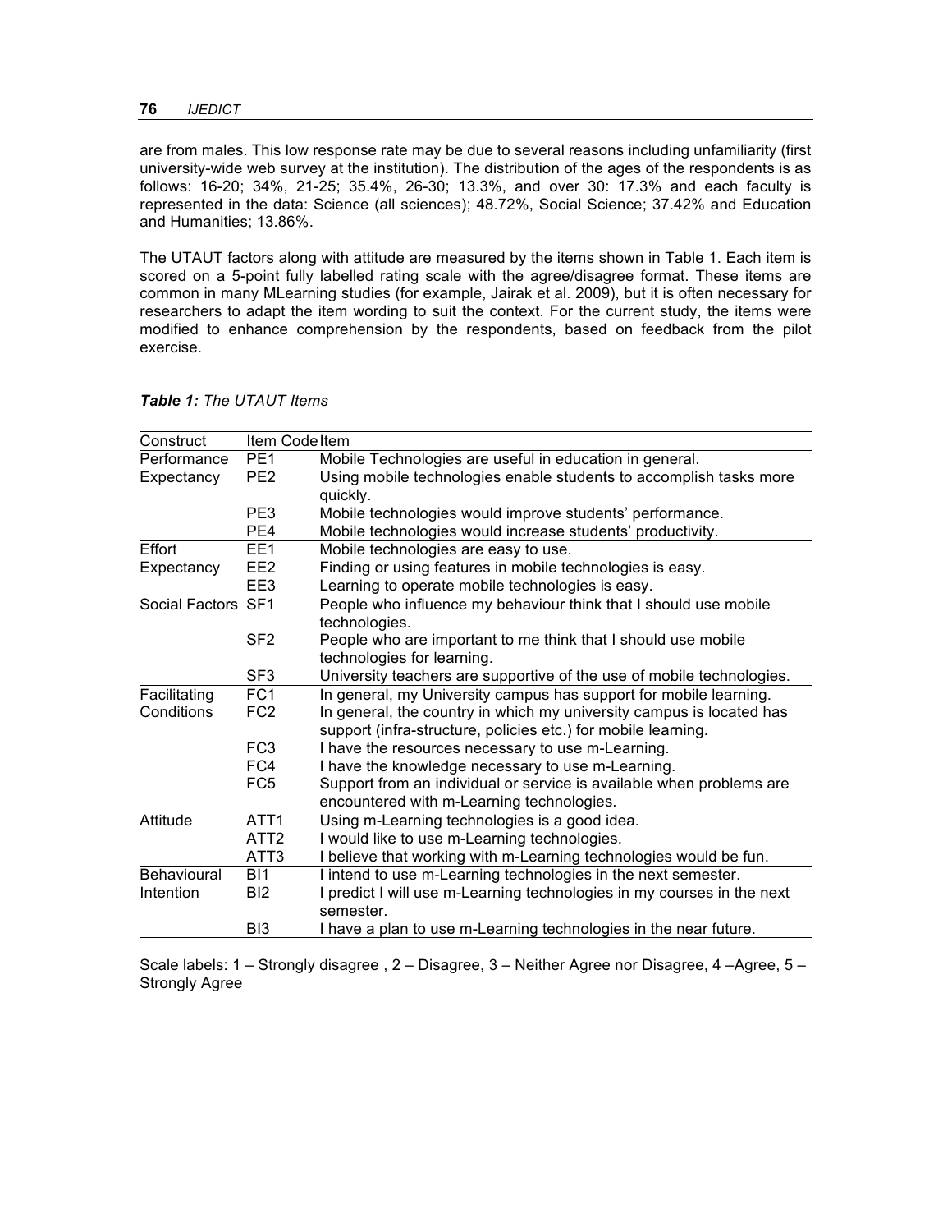are from males. This low response rate may be due to several reasons including unfamiliarity (first university-wide web survey at the institution). The distribution of the ages of the respondents is as follows: 16-20; 34%, 21-25; 35.4%, 26-30; 13.3%, and over 30: 17.3% and each faculty is represented in the data: Science (all sciences); 48.72%, Social Science; 37.42% and Education and Humanities; 13.86%.

The UTAUT factors along with attitude are measured by the items shown in Table 1. Each item is scored on a 5-point fully labelled rating scale with the agree/disagree format. These items are common in many MLearning studies (for example, Jairak et al. 2009), but it is often necessary for researchers to adapt the item wording to suit the context. For the current study, the items were modified to enhance comprehension by the respondents, based on feedback from the pilot exercise.

***Table 1:*** *The UTAUT Items*

| Construct | Item Code | Item |
|---|---|---|
| Performance Expectancy | PE1 | Mobile Technologies are useful in education in general. |
| | PE2 | Using mobile technologies enable students to accomplish tasks more quickly. |
| | PE3 | Mobile technologies would improve students' performance. |
| | PE4 | Mobile technologies would increase students' productivity. |
| Effort Expectancy | EE1 | Mobile technologies are easy to use. |
| | EE2 | Finding or using features in mobile technologies is easy. |
| | EE3 | Learning to operate mobile technologies is easy. |
| Social Factors | SF1 | People who influence my behaviour think that I should use mobile technologies. |
| | SF2 | People who are important to me think that I should use mobile technologies for learning. |
| | SF3 | University teachers are supportive of the use of mobile technologies. |
| Facilitating Conditions | FC1 | In general, my University campus has support for mobile learning. |
| | FC2 | In general, the country in which my university campus is located has support (infra-structure, policies etc.) for mobile learning. |
| | FC3 | I have the resources necessary to use m-Learning. |
| | FC4 | I have the knowledge necessary to use m-Learning. |
| | FC5 | Support from an individual or service is available when problems are encountered with m-Learning technologies. |
| Attitude | ATT1 | Using m-Learning technologies is a good idea. |
| | ATT2 | I would like to use m-Learning technologies. |
| | ATT3 | I believe that working with m-Learning technologies would be fun. |
| Behavioural Intention | BI1 | I intend to use m-Learning technologies in the next semester. |
| | BI2 | I predict I will use m-Learning technologies in my courses in the next semester. |
| | BI3 | I have a plan to use m-Learning technologies in the near future. |

Scale labels: 1 – Strongly disagree , 2 – Disagree, 3 – Neither Agree nor Disagree, 4 –Agree, 5 – Strongly Agree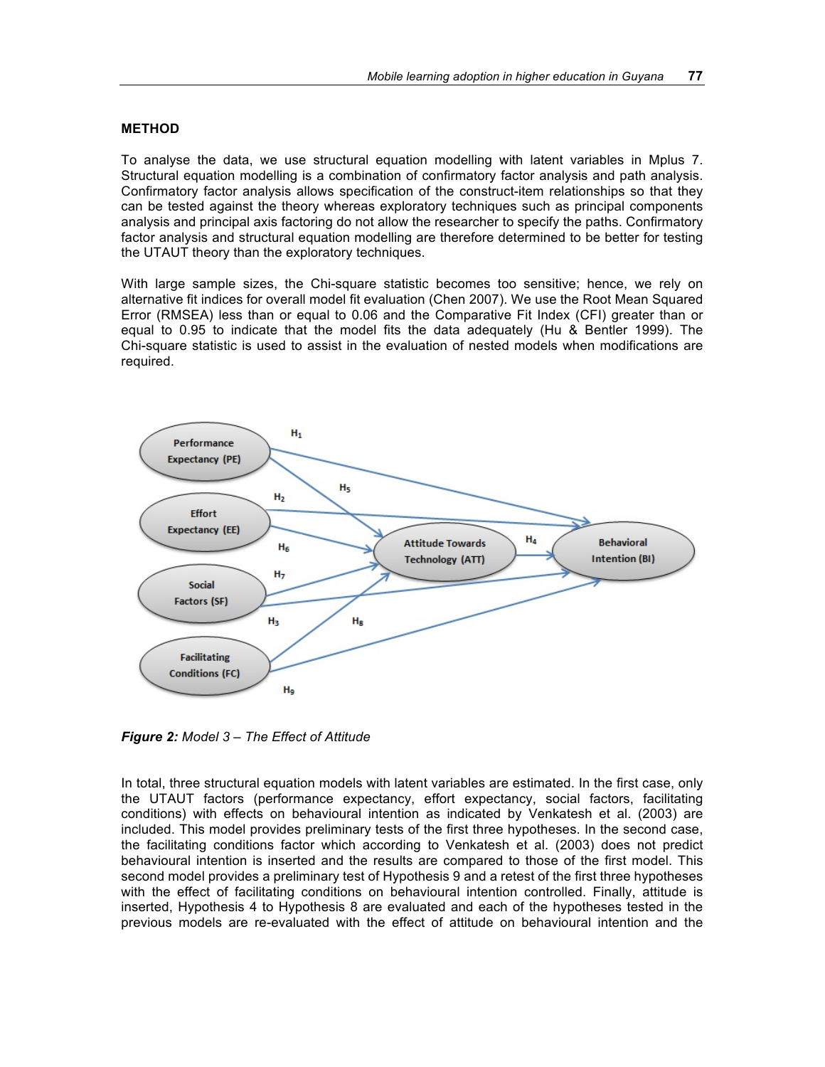## METHOD

To analyse the data, we use structural equation modelling with latent variables in Mplus 7. Structural equation modelling is a combination of confirmatory factor analysis and path analysis. Confirmatory factor analysis allows specification of the construct-item relationships so that they can be tested against the theory whereas exploratory techniques such as principal components analysis and principal axis factoring do not allow the researcher to specify the paths. Confirmatory factor analysis and structural equation modelling are therefore determined to be better for testing the UTAUT theory than the exploratory techniques.

With large sample sizes, the Chi-square statistic becomes too sensitive; hence, we rely on alternative fit indices for overall model fit evaluation (Chen 2007). We use the Root Mean Squared Error (RMSEA) less than or equal to 0.06 and the Comparative Fit Index (CFI) greater than or equal to 0.95 to indicate that the model fits the data adequately (Hu & Bentler 1999). The Chi-square statistic is used to assist in the evaluation of nested models when modifications are required.

***Figure 2:*** *Model 3 – The Effect of Attitude*

In total, three structural equation models with latent variables are estimated. In the first case, only the UTAUT factors (performance expectancy, effort expectancy, social factors, facilitating conditions) with effects on behavioural intention as indicated by Venkatesh et al. (2003) are included. This model provides preliminary tests of the first three hypotheses. In the second case, the facilitating conditions factor which according to Venkatesh et al. (2003) does not predict behavioural intention is inserted and the results are compared to those of the first model. This second model provides a preliminary test of Hypothesis 9 and a retest of the first three hypotheses with the effect of facilitating conditions on behavioural intention controlled. Finally, attitude is inserted, Hypothesis 4 to Hypothesis 8 are evaluated and each of the hypotheses tested in the previous models are re-evaluated with the effect of attitude on behavioural intention and the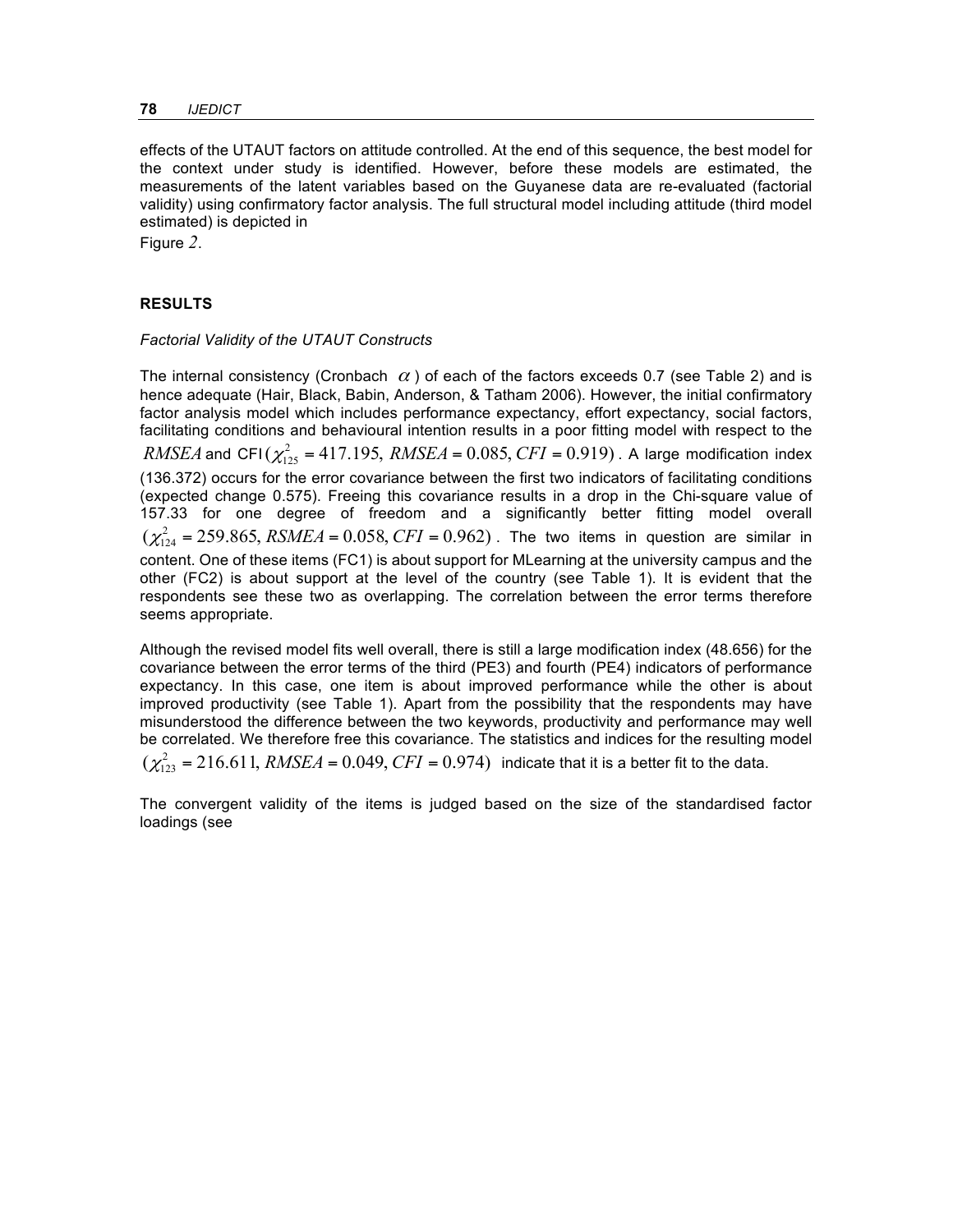effects of the UTAUT factors on attitude controlled. At the end of this sequence, the best model for the context under study is identified. However, before these models are estimated, the measurements of the latent variables based on the Guyanese data are re-evaluated (factorial validity) using confirmatory factor analysis. The full structural model including attitude (third model estimated) is depicted in

Figure *2*.

## RESULTS

*Factorial Validity of the UTAUT Constructs*

The internal consistency (Cronbach $\alpha$) of each of the factors exceeds 0.7 (see Table 2) and is hence adequate (Hair, Black, Babin, Anderson, & Tatham 2006). However, the initial confirmatory factor analysis model which includes performance expectancy, effort expectancy, social factors, facilitating conditions and behavioural intention results in a poor fitting model with respect to the $RMSEA$ and CFI $(\chi^2_{125} = 417.195,\ RMSEA = 0.085, CFI = 0.919)$. A large modification index (136.372) occurs for the error covariance between the first two indicators of facilitating conditions (expected change 0.575). Freeing this covariance results in a drop in the Chi-square value of 157.33 for one degree of freedom and a significantly better fitting model overall $(\chi^2_{124} = 259.865, RSMEA = 0.058, CFI = 0.962)$. The two items in question are similar in content. One of these items (FC1) is about support for MLearning at the university campus and the other (FC2) is about support at the level of the country (see Table 1). It is evident that the respondents see these two as overlapping. The correlation between the error terms therefore seems appropriate.

Although the revised model fits well overall, there is still a large modification index (48.656) for the covariance between the error terms of the third (PE3) and fourth (PE4) indicators of performance expectancy. In this case, one item is about improved performance while the other is about improved productivity (see Table 1). Apart from the possibility that the respondents may have misunderstood the difference between the two keywords, productivity and performance may well be correlated. We therefore free this covariance. The statistics and indices for the resulting model $(\chi^2_{123} = 216.611, RMSEA = 0.049, CFI = 0.974)$ indicate that it is a better fit to the data.

The convergent validity of the items is judged based on the size of the standardised factor loadings (see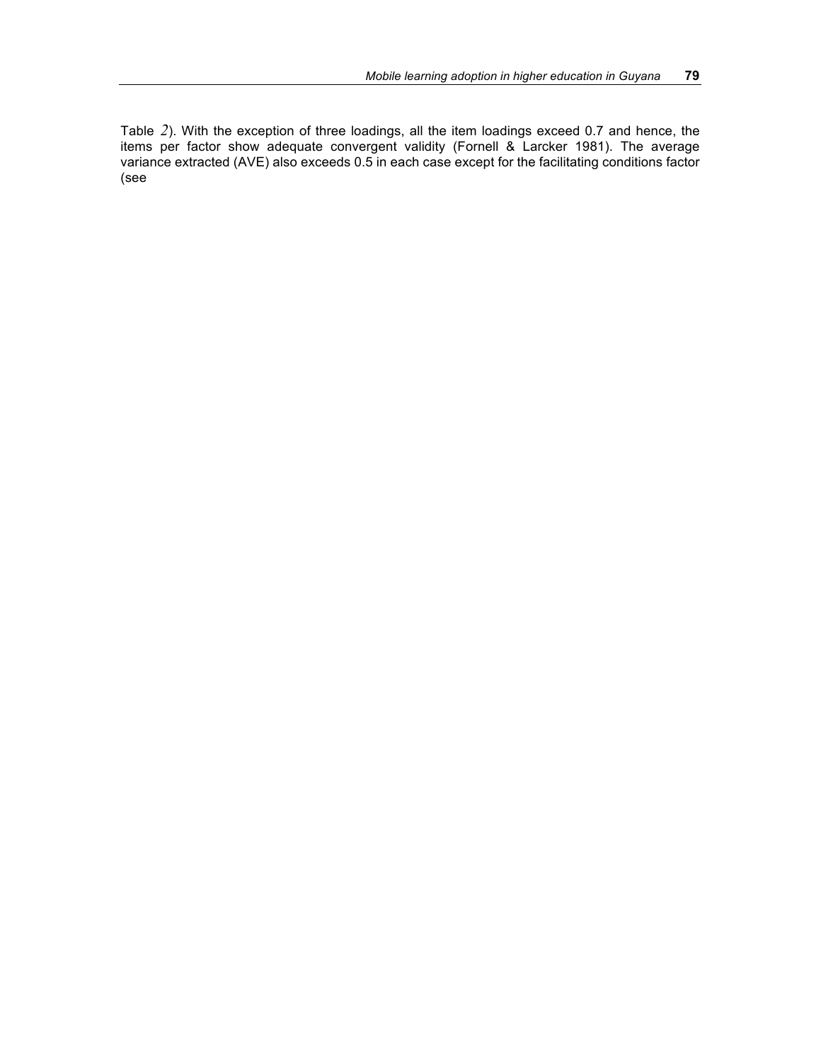Table 2). With the exception of three loadings, all the item loadings exceed 0.7 and hence, the items per factor show adequate convergent validity (Fornell & Larcker 1981). The average variance extracted (AVE) also exceeds 0.5 in each case except for the facilitating conditions factor (see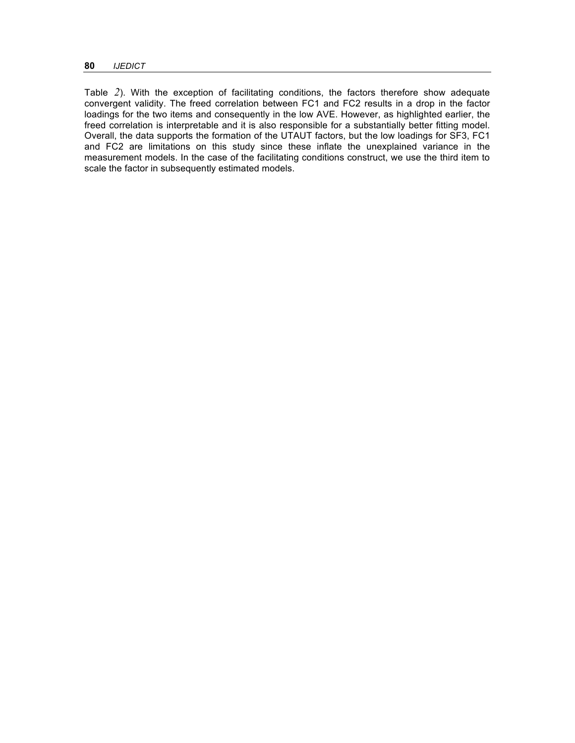Table 2). With the exception of facilitating conditions, the factors therefore show adequate convergent validity. The freed correlation between FC1 and FC2 results in a drop in the factor loadings for the two items and consequently in the low AVE. However, as highlighted earlier, the freed correlation is interpretable and it is also responsible for a substantially better fitting model. Overall, the data supports the formation of the UTAUT factors, but the low loadings for SF3, FC1 and FC2 are limitations on this study since these inflate the unexplained variance in the measurement models. In the case of the facilitating conditions construct, we use the third item to scale the factor in subsequently estimated models.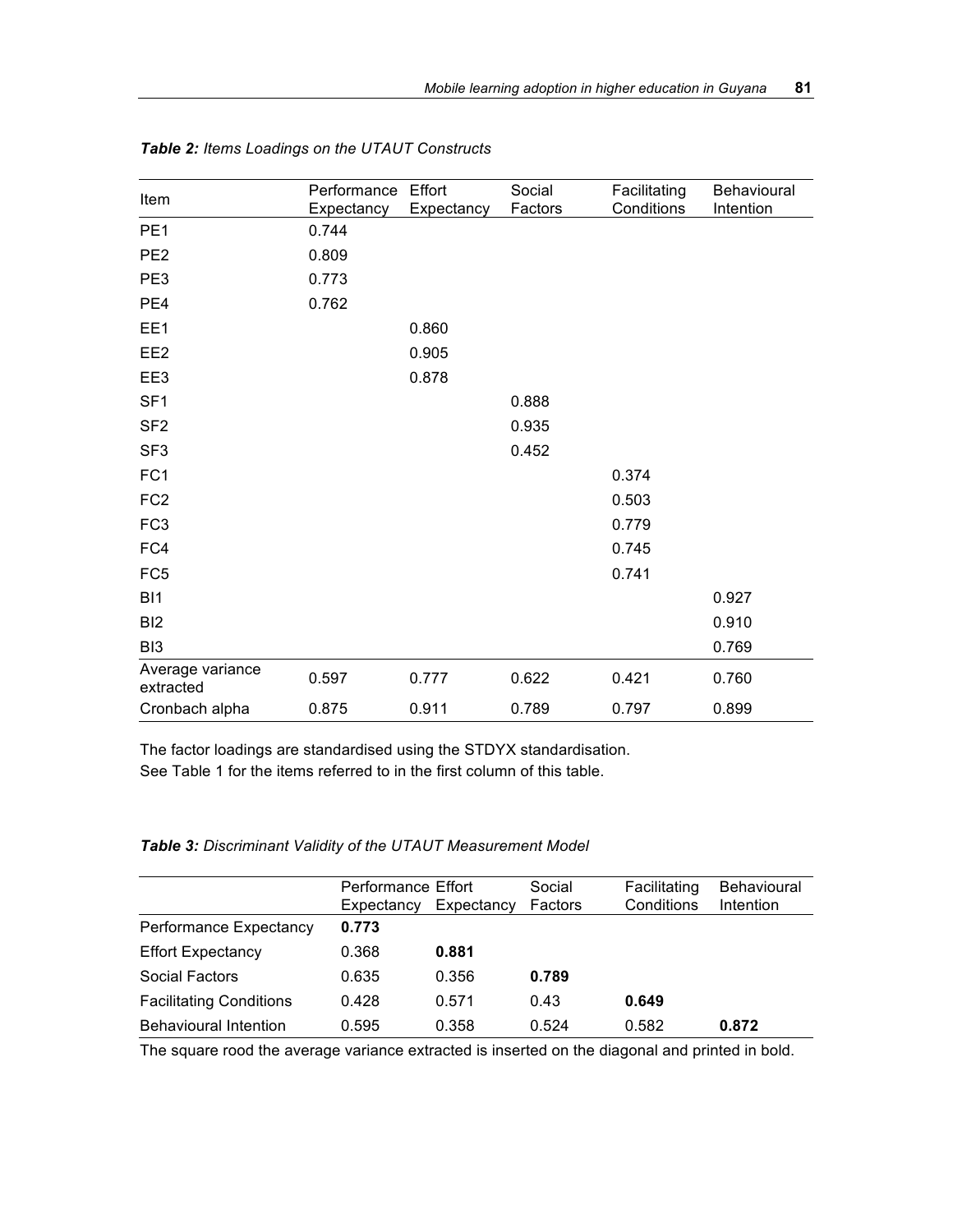***Table 2:*** *Items Loadings on the UTAUT Constructs*

| Item | Performance Expectancy | Effort Expectancy | Social Factors | Facilitating Conditions | Behavioural Intention |
|---|---|---|---|---|---|
| PE1 | 0.744 | | | | |
| PE2 | 0.809 | | | | |
| PE3 | 0.773 | | | | |
| PE4 | 0.762 | | | | |
| EE1 | | 0.860 | | | |
| EE2 | | 0.905 | | | |
| EE3 | | 0.878 | | | |
| SF1 | | | 0.888 | | |
| SF2 | | | 0.935 | | |
| SF3 | | | 0.452 | | |
| FC1 | | | | 0.374 | |
| FC2 | | | | 0.503 | |
| FC3 | | | | 0.779 | |
| FC4 | | | | 0.745 | |
| FC5 | | | | 0.741 | |
| BI1 | | | | | 0.927 |
| BI2 | | | | | 0.910 |
| BI3 | | | | | 0.769 |
| Average variance extracted | 0.597 | 0.777 | 0.622 | 0.421 | 0.760 |
| Cronbach alpha | 0.875 | 0.911 | 0.789 | 0.797 | 0.899 |

The factor loadings are standardised using the STDYX standardisation.
See Table 1 for the items referred to in the first column of this table.

***Table 3:*** *Discriminant Validity of the UTAUT Measurement Model*

| | Performance Expectancy | Effort Expectancy | Social Factors | Facilitating Conditions | Behavioural Intention |
|---|---|---|---|---|---|
| Performance Expectancy | **0.773** | | | | |
| Effort Expectancy | 0.368 | **0.881** | | | |
| Social Factors | 0.635 | 0.356 | **0.789** | | |
| Facilitating Conditions | 0.428 | 0.571 | 0.43 | **0.649** | |
| Behavioural Intention | 0.595 | 0.358 | 0.524 | 0.582 | **0.872** |

The square rood the average variance extracted is inserted on the diagonal and printed in bold.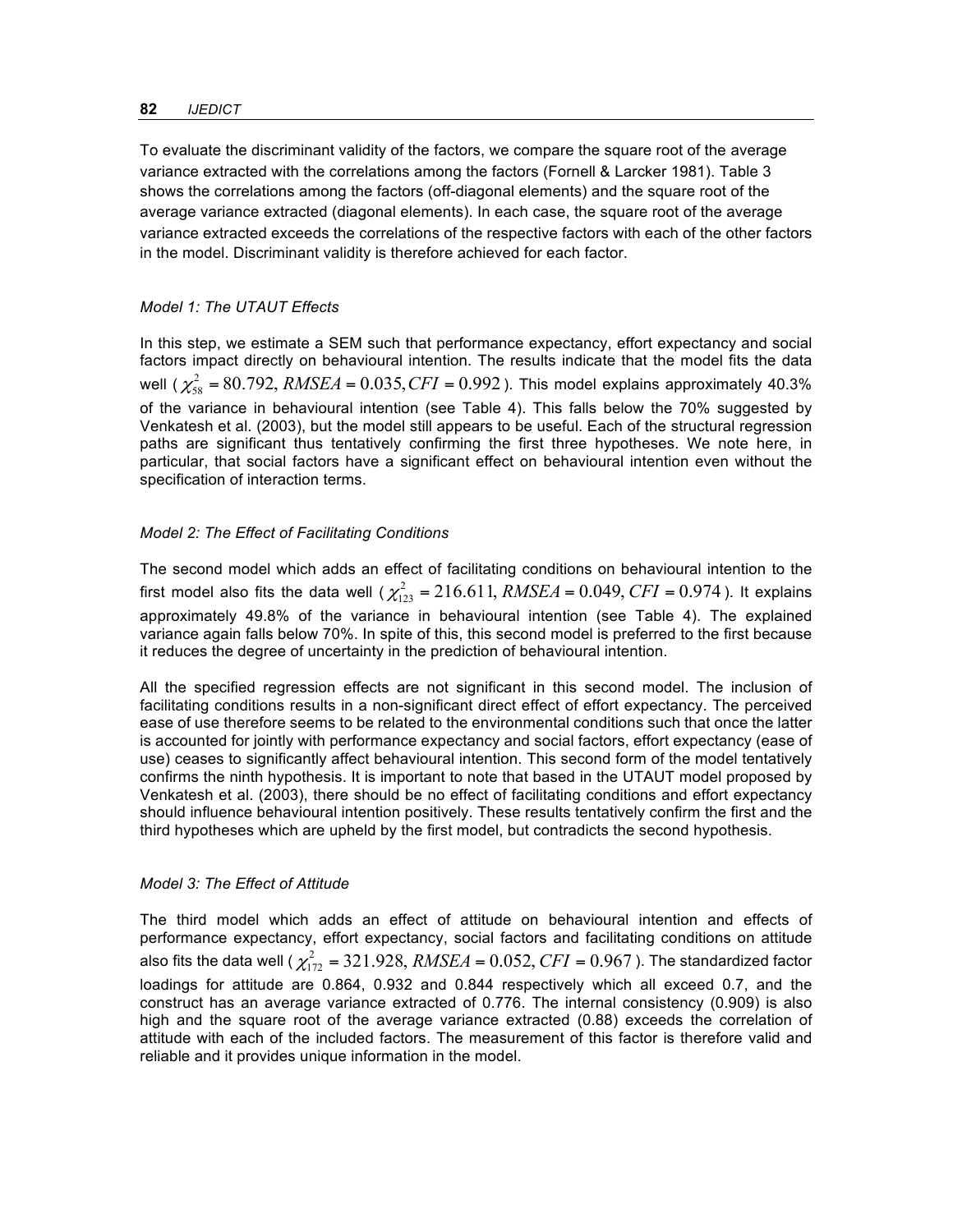To evaluate the discriminant validity of the factors, we compare the square root of the average variance extracted with the correlations among the factors (Fornell & Larcker 1981). Table 3 shows the correlations among the factors (off-diagonal elements) and the square root of the average variance extracted (diagonal elements). In each case, the square root of the average variance extracted exceeds the correlations of the respective factors with each of the other factors in the model. Discriminant validity is therefore achieved for each factor.

### *Model 1: The UTAUT Effects*

In this step, we estimate a SEM such that performance expectancy, effort expectancy and social factors impact directly on behavioural intention. The results indicate that the model fits the data well ( $\chi^2_{58} = 80.792, RMSEA = 0.035, CFI = 0.992$ ). This model explains approximately 40.3% of the variance in behavioural intention (see Table 4). This falls below the 70% suggested by Venkatesh et al. (2003), but the model still appears to be useful. Each of the structural regression paths are significant thus tentatively confirming the first three hypotheses. We note here, in particular, that social factors have a significant effect on behavioural intention even without the specification of interaction terms.

### *Model 2: The Effect of Facilitating Conditions*

The second model which adds an effect of facilitating conditions on behavioural intention to the first model also fits the data well ( $\chi^2_{123} = 216.611, RMSEA = 0.049, CFI = 0.974$ ). It explains approximately 49.8% of the variance in behavioural intention (see Table 4). The explained variance again falls below 70%. In spite of this, this second model is preferred to the first because it reduces the degree of uncertainty in the prediction of behavioural intention.

All the specified regression effects are not significant in this second model. The inclusion of facilitating conditions results in a non-significant direct effect of effort expectancy. The perceived ease of use therefore seems to be related to the environmental conditions such that once the latter is accounted for jointly with performance expectancy and social factors, effort expectancy (ease of use) ceases to significantly affect behavioural intention. This second form of the model tentatively confirms the ninth hypothesis. It is important to note that based in the UTAUT model proposed by Venkatesh et al. (2003), there should be no effect of facilitating conditions and effort expectancy should influence behavioural intention positively. These results tentatively confirm the first and the third hypotheses which are upheld by the first model, but contradicts the second hypothesis.

### *Model 3: The Effect of Attitude*

The third model which adds an effect of attitude on behavioural intention and effects of performance expectancy, effort expectancy, social factors and facilitating conditions on attitude also fits the data well ( $\chi^2_{172} = 321.928, RMSEA = 0.052, CFI = 0.967$ ). The standardized factor loadings for attitude are 0.864, 0.932 and 0.844 respectively which all exceed 0.7, and the construct has an average variance extracted of 0.776. The internal consistency (0.909) is also high and the square root of the average variance extracted (0.88) exceeds the correlation of attitude with each of the included factors. The measurement of this factor is therefore valid and reliable and it provides unique information in the model.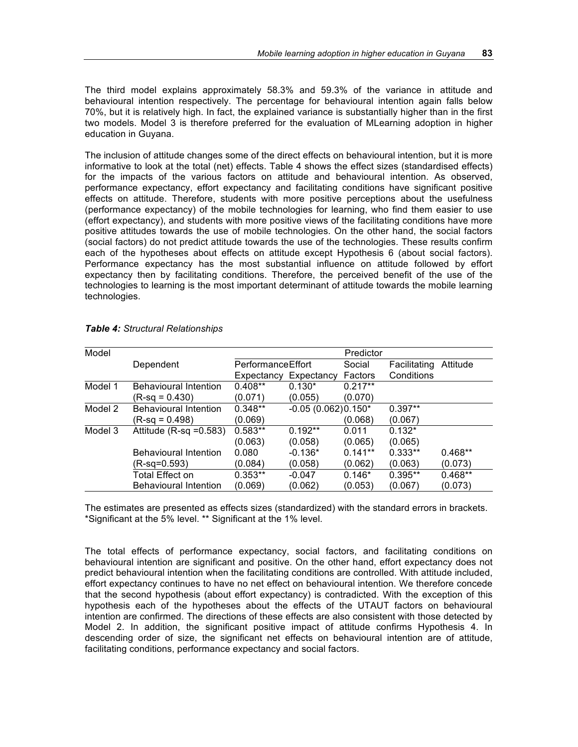The third model explains approximately 58.3% and 59.3% of the variance in attitude and behavioural intention respectively. The percentage for behavioural intention again falls below 70%, but it is relatively high. In fact, the explained variance is substantially higher than in the first two models. Model 3 is therefore preferred for the evaluation of MLearning adoption in higher education in Guyana.

The inclusion of attitude changes some of the direct effects on behavioural intention, but it is more informative to look at the total (net) effects. Table 4 shows the effect sizes (standardised effects) for the impacts of the various factors on attitude and behavioural intention. As observed, performance expectancy, effort expectancy and facilitating conditions have significant positive effects on attitude. Therefore, students with more positive perceptions about the usefulness (performance expectancy) of the mobile technologies for learning, who find them easier to use (effort expectancy), and students with more positive views of the facilitating conditions have more positive attitudes towards the use of mobile technologies. On the other hand, the social factors (social factors) do not predict attitude towards the use of the technologies. These results confirm each of the hypotheses about effects on attitude except Hypothesis 6 (about social factors). Performance expectancy has the most substantial influence on attitude followed by effort expectancy then by facilitating conditions. Therefore, the perceived benefit of the use of the technologies to learning is the most important determinant of attitude towards the mobile learning technologies.

***Table 4:*** *Structural Relationships*

| Model | Dependent | Predictor | | | | |
|---|---|---|---|---|---|---|
| | | Performance Expectancy | Effort Expectancy | Social Factors | Facilitating Conditions | Attitude |
| Model 1 | Behavioural Intention ($R$-sq = 0.430) | 0.408** (0.071) | 0.130* (0.055) | 0.217** (0.070) | | |
| Model 2 | Behavioural Intention ($R$-sq = 0.498) | 0.348** (0.069) | -0.05 (0.062) | 0.150* (0.068) | 0.397** (0.067) | |
| Model 3 | Attitude ($R$-sq =0.583) | 0.583** (0.063) | 0.192** (0.058) | 0.011 (0.065) | 0.132* (0.065) | |
| | Behavioural Intention ($R$-sq=0.593) | 0.080 (0.084) | -0.136* (0.058) | 0.141** (0.062) | 0.333** (0.063) | 0.468** (0.073) |
| | Total Effect on Behavioural Intention | 0.353** (0.069) | -0.047 (0.062) | 0.146* (0.053) | 0.395** (0.067) | 0.468** (0.073) |

The estimates are presented as effects sizes (standardized) with the standard errors in brackets.
*Significant at the 5% level. ** Significant at the 1% level.

The total effects of performance expectancy, social factors, and facilitating conditions on behavioural intention are significant and positive. On the other hand, effort expectancy does not predict behavioural intention when the facilitating conditions are controlled. With attitude included, effort expectancy continues to have no net effect on behavioural intention. We therefore concede that the second hypothesis (about effort expectancy) is contradicted. With the exception of this hypothesis each of the hypotheses about the effects of the UTAUT factors on behavioural intention are confirmed. The directions of these effects are also consistent with those detected by Model 2. In addition, the significant positive impact of attitude confirms Hypothesis 4. In descending order of size, the significant net effects on behavioural intention are of attitude, facilitating conditions, performance expectancy and social factors.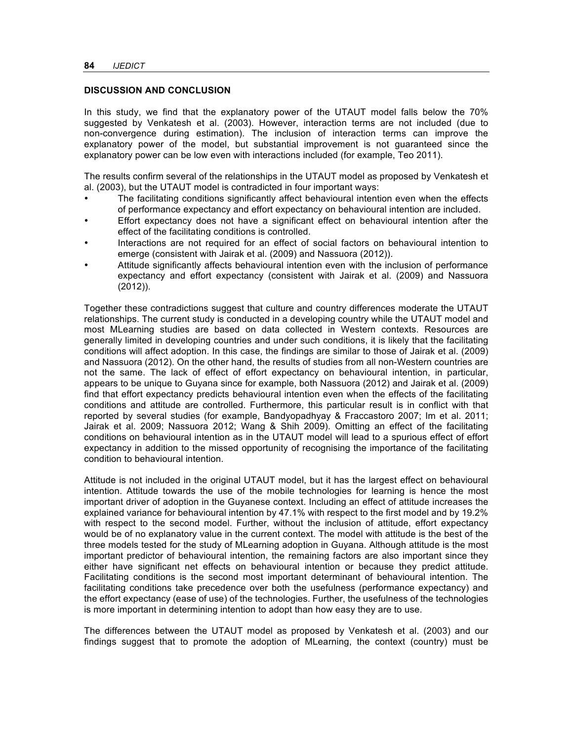## DISCUSSION AND CONCLUSION

In this study, we find that the explanatory power of the UTAUT model falls below the 70% suggested by Venkatesh et al. (2003). However, interaction terms are not included (due to non-convergence during estimation). The inclusion of interaction terms can improve the explanatory power of the model, but substantial improvement is not guaranteed since the explanatory power can be low even with interactions included (for example, Teo 2011).

The results confirm several of the relationships in the UTAUT model as proposed by Venkatesh et al. (2003), but the UTAUT model is contradicted in four important ways:

- The facilitating conditions significantly affect behavioural intention even when the effects of performance expectancy and effort expectancy on behavioural intention are included.
- Effort expectancy does not have a significant effect on behavioural intention after the effect of the facilitating conditions is controlled.
- Interactions are not required for an effect of social factors on behavioural intention to emerge (consistent with Jairak et al. (2009) and Nassuora (2012)).
- Attitude significantly affects behavioural intention even with the inclusion of performance expectancy and effort expectancy (consistent with Jairak et al. (2009) and Nassuora (2012)).

Together these contradictions suggest that culture and country differences moderate the UTAUT relationships. The current study is conducted in a developing country while the UTAUT model and most MLearning studies are based on data collected in Western contexts. Resources are generally limited in developing countries and under such conditions, it is likely that the facilitating conditions will affect adoption. In this case, the findings are similar to those of Jairak et al. (2009) and Nassuora (2012). On the other hand, the results of studies from all non-Western countries are not the same. The lack of effect of effort expectancy on behavioural intention, in particular, appears to be unique to Guyana since for example, both Nassuora (2012) and Jairak et al. (2009) find that effort expectancy predicts behavioural intention even when the effects of the facilitating conditions and attitude are controlled. Furthermore, this particular result is in conflict with that reported by several studies (for example, Bandyopadhyay & Fraccastoro 2007; Im et al. 2011; Jairak et al. 2009; Nassuora 2012; Wang & Shih 2009). Omitting an effect of the facilitating conditions on behavioural intention as in the UTAUT model will lead to a spurious effect of effort expectancy in addition to the missed opportunity of recognising the importance of the facilitating condition to behavioural intention.

Attitude is not included in the original UTAUT model, but it has the largest effect on behavioural intention. Attitude towards the use of the mobile technologies for learning is hence the most important driver of adoption in the Guyanese context. Including an effect of attitude increases the explained variance for behavioural intention by 47.1% with respect to the first model and by 19.2% with respect to the second model. Further, without the inclusion of attitude, effort expectancy would be of no explanatory value in the current context. The model with attitude is the best of the three models tested for the study of MLearning adoption in Guyana. Although attitude is the most important predictor of behavioural intention, the remaining factors are also important since they either have significant net effects on behavioural intention or because they predict attitude. Facilitating conditions is the second most important determinant of behavioural intention. The facilitating conditions take precedence over both the usefulness (performance expectancy) and the effort expectancy (ease of use) of the technologies. Further, the usefulness of the technologies is more important in determining intention to adopt than how easy they are to use.

The differences between the UTAUT model as proposed by Venkatesh et al. (2003) and our findings suggest that to promote the adoption of MLearning, the context (country) must be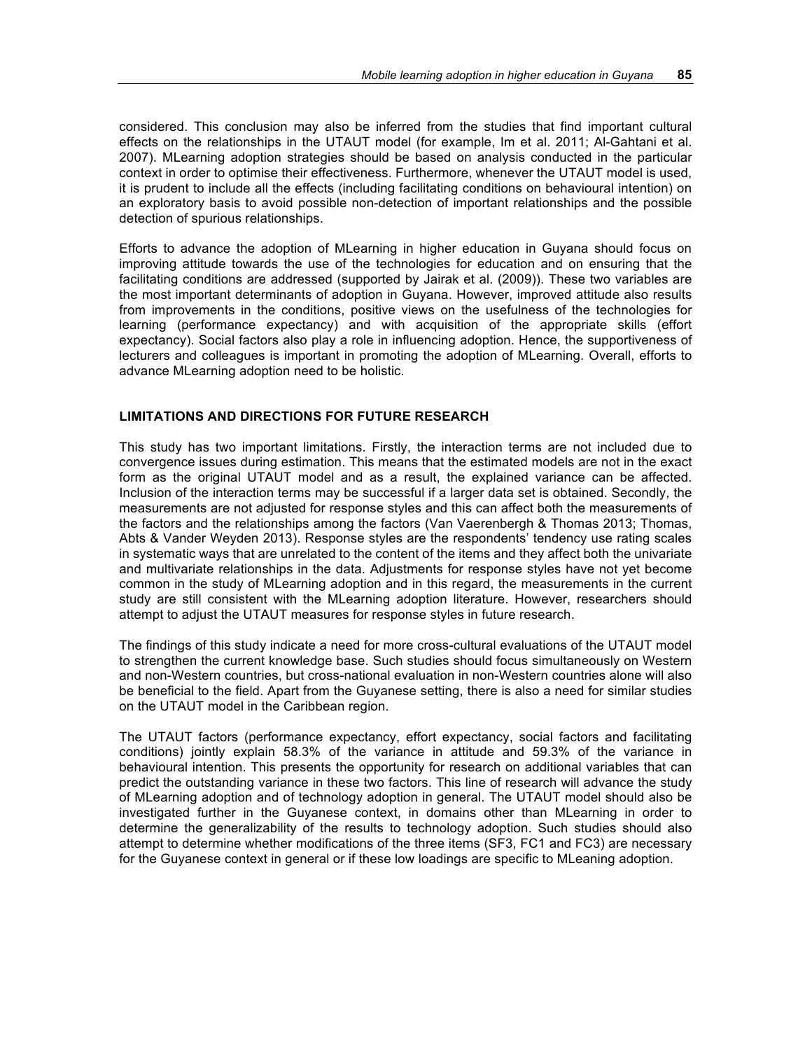considered. This conclusion may also be inferred from the studies that find important cultural effects on the relationships in the UTAUT model (for example, Im et al. 2011; Al-Gahtani et al. 2007). MLearning adoption strategies should be based on analysis conducted in the particular context in order to optimise their effectiveness. Furthermore, whenever the UTAUT model is used, it is prudent to include all the effects (including facilitating conditions on behavioural intention) on an exploratory basis to avoid possible non-detection of important relationships and the possible detection of spurious relationships.

Efforts to advance the adoption of MLearning in higher education in Guyana should focus on improving attitude towards the use of the technologies for education and on ensuring that the facilitating conditions are addressed (supported by Jairak et al. (2009)). These two variables are the most important determinants of adoption in Guyana. However, improved attitude also results from improvements in the conditions, positive views on the usefulness of the technologies for learning (performance expectancy) and with acquisition of the appropriate skills (effort expectancy). Social factors also play a role in influencing adoption. Hence, the supportiveness of lecturers and colleagues is important in promoting the adoption of MLearning. Overall, efforts to advance MLearning adoption need to be holistic.

## LIMITATIONS AND DIRECTIONS FOR FUTURE RESEARCH

This study has two important limitations. Firstly, the interaction terms are not included due to convergence issues during estimation. This means that the estimated models are not in the exact form as the original UTAUT model and as a result, the explained variance can be affected. Inclusion of the interaction terms may be successful if a larger data set is obtained. Secondly, the measurements are not adjusted for response styles and this can affect both the measurements of the factors and the relationships among the factors (Van Vaerenbergh & Thomas 2013; Thomas, Abts & Vander Weyden 2013). Response styles are the respondents' tendency use rating scales in systematic ways that are unrelated to the content of the items and they affect both the univariate and multivariate relationships in the data. Adjustments for response styles have not yet become common in the study of MLearning adoption and in this regard, the measurements in the current study are still consistent with the MLearning adoption literature. However, researchers should attempt to adjust the UTAUT measures for response styles in future research.

The findings of this study indicate a need for more cross-cultural evaluations of the UTAUT model to strengthen the current knowledge base. Such studies should focus simultaneously on Western and non-Western countries, but cross-national evaluation in non-Western countries alone will also be beneficial to the field. Apart from the Guyanese setting, there is also a need for similar studies on the UTAUT model in the Caribbean region.

The UTAUT factors (performance expectancy, effort expectancy, social factors and facilitating conditions) jointly explain 58.3% of the variance in attitude and 59.3% of the variance in behavioural intention. This presents the opportunity for research on additional variables that can predict the outstanding variance in these two factors. This line of research will advance the study of MLearning adoption and of technology adoption in general. The UTAUT model should also be investigated further in the Guyanese context, in domains other than MLearning in order to determine the generalizability of the results to technology adoption. Such studies should also attempt to determine whether modifications of the three items (SF3, FC1 and FC3) are necessary for the Guyanese context in general or if these low loadings are specific to MLeaning adoption.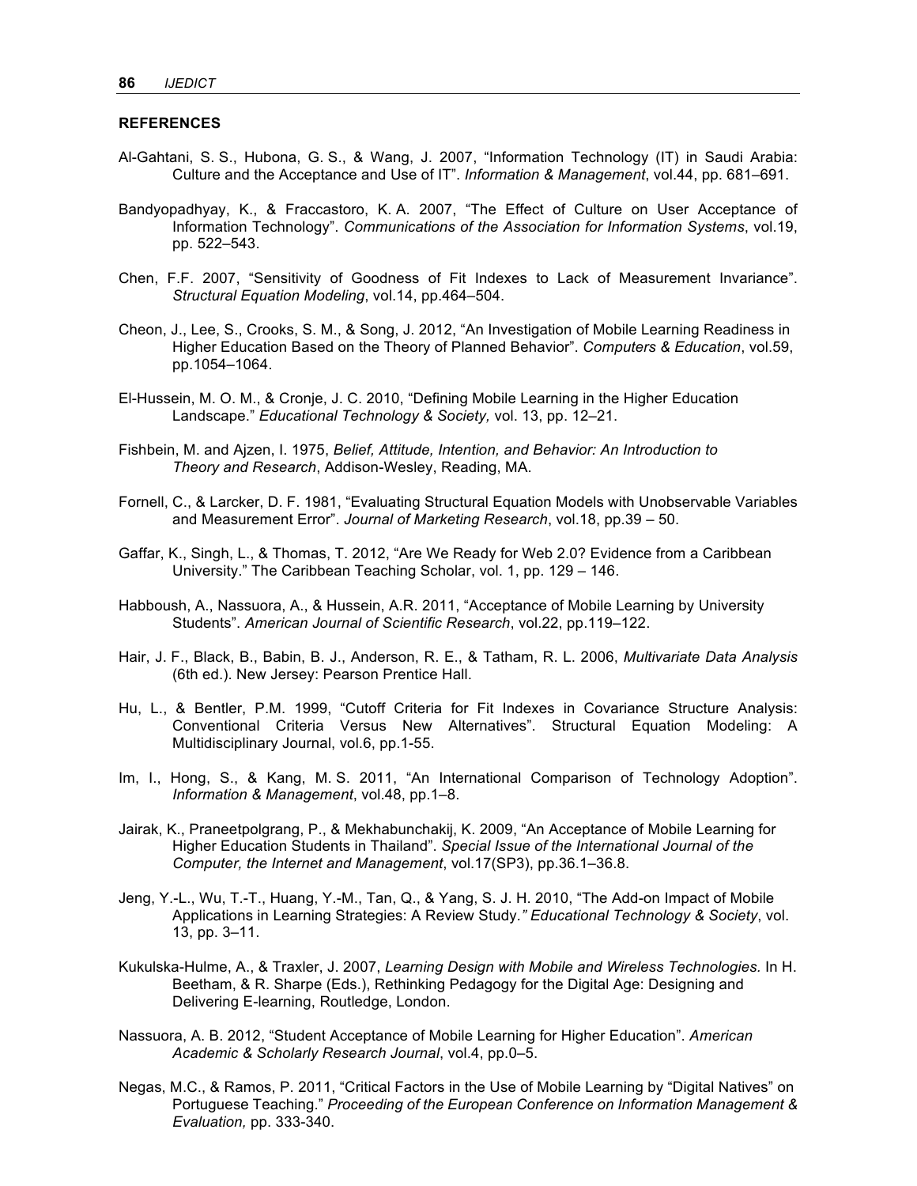## REFERENCES

Al-Gahtani, S. S., Hubona, G. S., & Wang, J. 2007, "Information Technology (IT) in Saudi Arabia: Culture and the Acceptance and Use of IT". *Information & Management*, vol.44, pp. 681–691.

Bandyopadhyay, K., & Fraccastoro, K. A. 2007, "The Effect of Culture on User Acceptance of Information Technology". *Communications of the Association for Information Systems*, vol.19, pp. 522–543.

Chen, F.F. 2007, "Sensitivity of Goodness of Fit Indexes to Lack of Measurement Invariance". *Structural Equation Modeling*, vol.14, pp.464–504.

Cheon, J., Lee, S., Crooks, S. M., & Song, J. 2012, "An Investigation of Mobile Learning Readiness in Higher Education Based on the Theory of Planned Behavior". *Computers & Education*, vol.59, pp.1054–1064.

El-Hussein, M. O. M., & Cronje, J. C. 2010, "Defining Mobile Learning in the Higher Education Landscape." *Educational Technology & Society,* vol. 13, pp. 12–21.

Fishbein, M. and Ajzen, I. 1975, *Belief, Attitude, Intention, and Behavior: An Introduction to Theory and Research*, Addison-Wesley, Reading, MA.

Fornell, C., & Larcker, D. F. 1981, "Evaluating Structural Equation Models with Unobservable Variables and Measurement Error". *Journal of Marketing Research*, vol.18, pp.39 – 50.

Gaffar, K., Singh, L., & Thomas, T. 2012, "Are We Ready for Web 2.0? Evidence from a Caribbean University." The Caribbean Teaching Scholar, vol. 1, pp. 129 – 146.

Habboush, A., Nassuora, A., & Hussein, A.R. 2011, "Acceptance of Mobile Learning by University Students". *American Journal of Scientific Research*, vol.22, pp.119–122.

Hair, J. F., Black, B., Babin, B. J., Anderson, R. E., & Tatham, R. L. 2006, *Multivariate Data Analysis* (6th ed.). New Jersey: Pearson Prentice Hall.

Hu, L., & Bentler, P.M. 1999, "Cutoff Criteria for Fit Indexes in Covariance Structure Analysis: Conventional Criteria Versus New Alternatives". Structural Equation Modeling: A Multidisciplinary Journal, vol.6, pp.1-55.

Im, I., Hong, S., & Kang, M. S. 2011, "An International Comparison of Technology Adoption". *Information & Management*, vol.48, pp.1–8.

Jairak, K., Praneetpolgrang, P., & Mekhabunchakij, K. 2009, "An Acceptance of Mobile Learning for Higher Education Students in Thailand". *Special Issue of the International Journal of the Computer, the Internet and Management*, vol.17(SP3), pp.36.1–36.8.

Jeng, Y.-L., Wu, T.-T., Huang, Y.-M., Tan, Q., & Yang, S. J. H. 2010, "The Add-on Impact of Mobile Applications in Learning Strategies: A Review Study*." Educational Technology & Society*, vol. 13, pp. 3–11.

Kukulska-Hulme, A., & Traxler, J. 2007, *Learning Design with Mobile and Wireless Technologies.* In H. Beetham, & R. Sharpe (Eds.), Rethinking Pedagogy for the Digital Age: Designing and Delivering E-learning, Routledge, London.

Nassuora, A. B. 2012, "Student Acceptance of Mobile Learning for Higher Education". *American Academic & Scholarly Research Journal*, vol.4, pp.0–5.

Negas, M.C., & Ramos, P. 2011, "Critical Factors in the Use of Mobile Learning by "Digital Natives" on Portuguese Teaching." *Proceeding of the European Conference on Information Management & Evaluation,* pp. 333-340.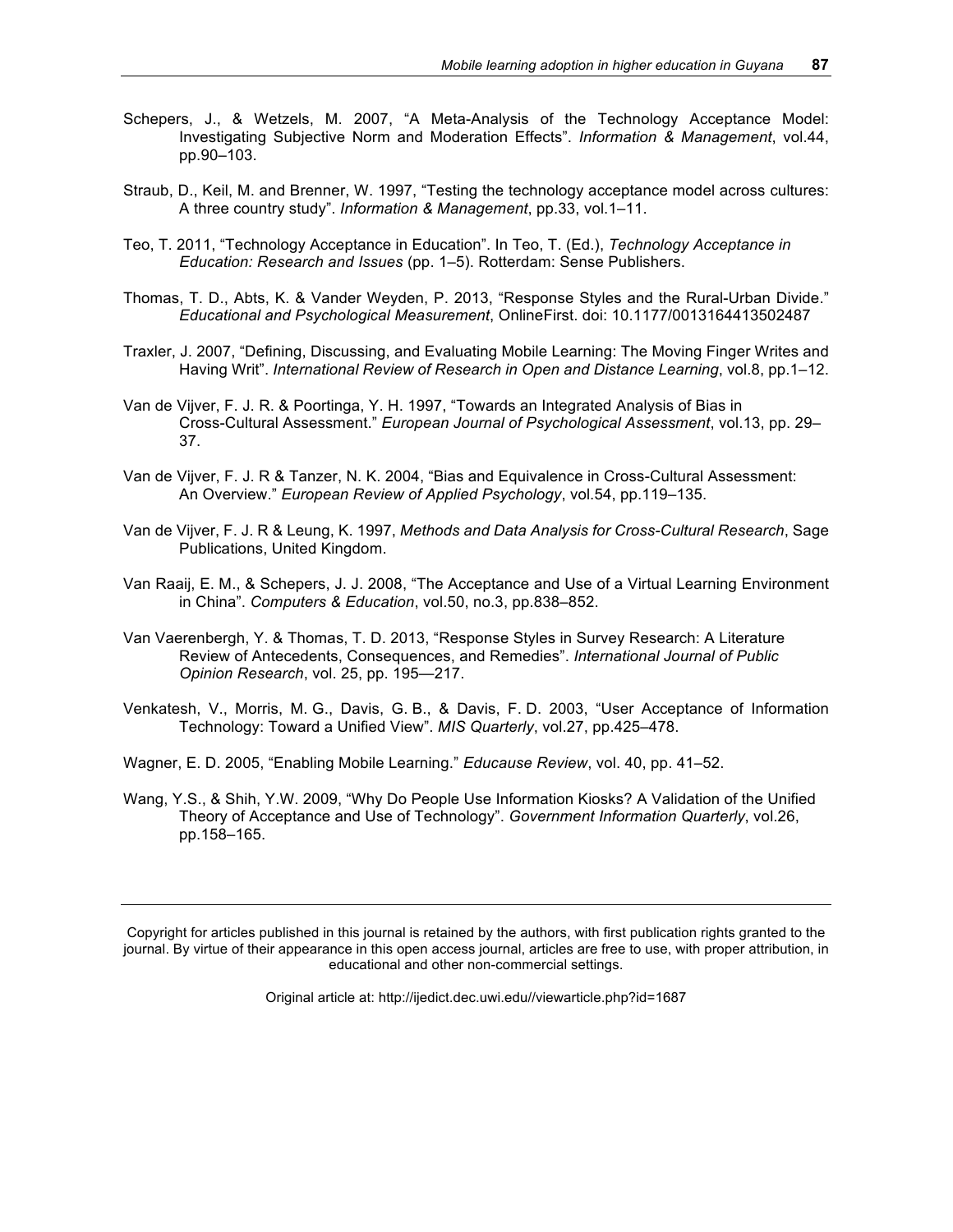Schepers, J., & Wetzels, M. 2007, "A Meta-Analysis of the Technology Acceptance Model: Investigating Subjective Norm and Moderation Effects". *Information & Management*, vol.44, pp.90–103.

Straub, D., Keil, M. and Brenner, W. 1997, "Testing the technology acceptance model across cultures: A three country study". *Information & Management*, pp.33, vol.1–11.

Teo, T. 2011, "Technology Acceptance in Education". In Teo, T. (Ed.), *Technology Acceptance in Education: Research and Issues* (pp. 1–5). Rotterdam: Sense Publishers.

Thomas, T. D., Abts, K. & Vander Weyden, P. 2013, "Response Styles and the Rural-Urban Divide." *Educational and Psychological Measurement*, OnlineFirst. doi: 10.1177/0013164413502487

Traxler, J. 2007, "Defining, Discussing, and Evaluating Mobile Learning: The Moving Finger Writes and Having Writ". *International Review of Research in Open and Distance Learning*, vol.8, pp.1–12.

Van de Vijver, F. J. R. & Poortinga, Y. H. 1997, "Towards an Integrated Analysis of Bias in Cross-Cultural Assessment." *European Journal of Psychological Assessment*, vol.13, pp. 29–37.

Van de Vijver, F. J. R & Tanzer, N. K. 2004, "Bias and Equivalence in Cross-Cultural Assessment: An Overview." *European Review of Applied Psychology*, vol.54, pp.119–135.

Van de Vijver, F. J. R & Leung, K. 1997, *Methods and Data Analysis for Cross-Cultural Research*, Sage Publications, United Kingdom.

Van Raaij, E. M., & Schepers, J. J. 2008, "The Acceptance and Use of a Virtual Learning Environment in China". *Computers & Education*, vol.50, no.3, pp.838–852.

Van Vaerenbergh, Y. & Thomas, T. D. 2013, "Response Styles in Survey Research: A Literature Review of Antecedents, Consequences, and Remedies". *International Journal of Public Opinion Research*, vol. 25, pp. 195—217.

Venkatesh, V., Morris, M. G., Davis, G. B., & Davis, F. D. 2003, "User Acceptance of Information Technology: Toward a Unified View". *MIS Quarterly*, vol.27, pp.425–478.

Wagner, E. D. 2005, "Enabling Mobile Learning." *Educause Review*, vol. 40, pp. 41–52.

Wang, Y.S., & Shih, Y.W. 2009, "Why Do People Use Information Kiosks? A Validation of the Unified Theory of Acceptance and Use of Technology". *Government Information Quarterly*, vol.26, pp.158–165.

---

Copyright for articles published in this journal is retained by the authors, with first publication rights granted to the journal. By virtue of their appearance in this open access journal, articles are free to use, with proper attribution, in educational and other non-commercial settings.

Original article at: http://ijedict.dec.uwi.edu//viewarticle.php?id=1687